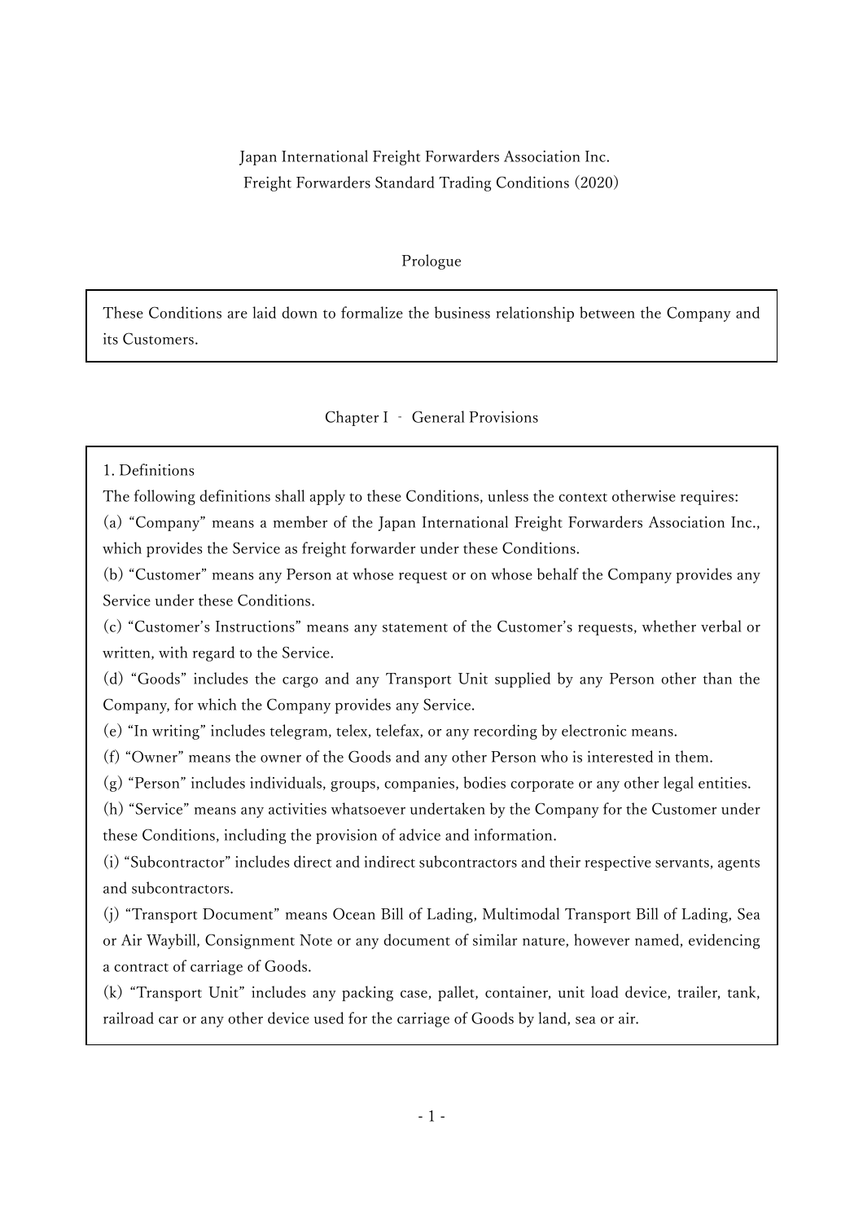# Japan International Freight Forwarders Association Inc.
# Freight Forwarders Standard Trading Conditions (2020)

## Prologue

These Conditions are laid down to formalize the business relationship between the Company and its Customers.

## Chapter I - General Provisions

### 1. Definitions

The following definitions shall apply to these Conditions, unless the context otherwise requires:

(a) "Company" means a member of the Japan International Freight Forwarders Association Inc., which provides the Service as freight forwarder under these Conditions.

(b) "Customer" means any Person at whose request or on whose behalf the Company provides any Service under these Conditions.

(c) "Customer's Instructions" means any statement of the Customer's requests, whether verbal or written, with regard to the Service.

(d) "Goods" includes the cargo and any Transport Unit supplied by any Person other than the Company, for which the Company provides any Service.

(e) "In writing" includes telegram, telex, telefax, or any recording by electronic means.

(f) "Owner" means the owner of the Goods and any other Person who is interested in them.

(g) "Person" includes individuals, groups, companies, bodies corporate or any other legal entities.

(h) "Service" means any activities whatsoever undertaken by the Company for the Customer under these Conditions, including the provision of advice and information.

(i) "Subcontractor" includes direct and indirect subcontractors and their respective servants, agents and subcontractors.

(j) "Transport Document" means Ocean Bill of Lading, Multimodal Transport Bill of Lading, Sea or Air Waybill, Consignment Note or any document of similar nature, however named, evidencing a contract of carriage of Goods.

(k) "Transport Unit" includes any packing case, pallet, container, unit load device, trailer, tank, railroad car or any other device used for the carriage of Goods by land, sea or air.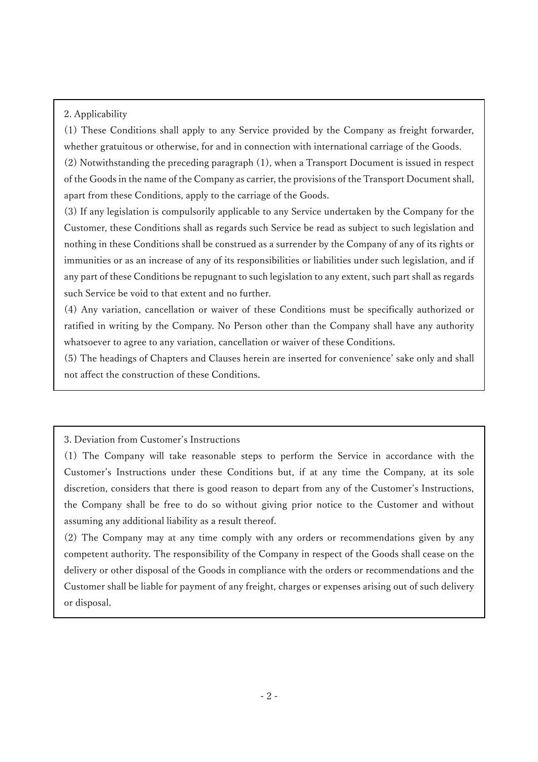## 2. Applicability

(1) These Conditions shall apply to any Service provided by the Company as freight forwarder, whether gratuitous or otherwise, for and in connection with international carriage of the Goods.

(2) Notwithstanding the preceding paragraph (1), when a Transport Document is issued in respect of the Goods in the name of the Company as carrier, the provisions of the Transport Document shall, apart from these Conditions, apply to the carriage of the Goods.

(3) If any legislation is compulsorily applicable to any Service undertaken by the Company for the Customer, these Conditions shall as regards such Service be read as subject to such legislation and nothing in these Conditions shall be construed as a surrender by the Company of any of its rights or immunities or as an increase of any of its responsibilities or liabilities under such legislation, and if any part of these Conditions be repugnant to such legislation to any extent, such part shall as regards such Service be void to that extent and no further.

(4) Any variation, cancellation or waiver of these Conditions must be specifically authorized or ratified in writing by the Company. No Person other than the Company shall have any authority whatsoever to agree to any variation, cancellation or waiver of these Conditions.

(5) The headings of Chapters and Clauses herein are inserted for convenience' sake only and shall not affect the construction of these Conditions.

## 3. Deviation from Customer's Instructions

(1) The Company will take reasonable steps to perform the Service in accordance with the Customer's Instructions under these Conditions but, if at any time the Company, at its sole discretion, considers that there is good reason to depart from any of the Customer's Instructions, the Company shall be free to do so without giving prior notice to the Customer and without assuming any additional liability as a result thereof.

(2) The Company may at any time comply with any orders or recommendations given by any competent authority. The responsibility of the Company in respect of the Goods shall cease on the delivery or other disposal of the Goods in compliance with the orders or recommendations and the Customer shall be liable for payment of any freight, charges or expenses arising out of such delivery or disposal.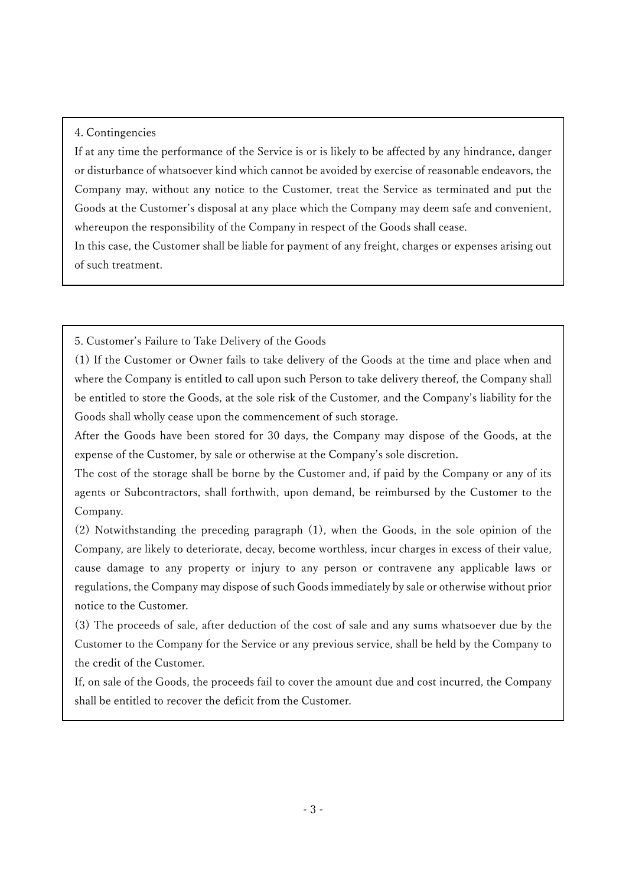## 4. Contingencies

If at any time the performance of the Service is or is likely to be affected by any hindrance, danger or disturbance of whatsoever kind which cannot be avoided by exercise of reasonable endeavors, the Company may, without any notice to the Customer, treat the Service as terminated and put the Goods at the Customer's disposal at any place which the Company may deem safe and convenient, whereupon the responsibility of the Company in respect of the Goods shall cease.

In this case, the Customer shall be liable for payment of any freight, charges or expenses arising out of such treatment.

## 5. Customer's Failure to Take Delivery of the Goods

(1) If the Customer or Owner fails to take delivery of the Goods at the time and place when and where the Company is entitled to call upon such Person to take delivery thereof, the Company shall be entitled to store the Goods, at the sole risk of the Customer, and the Company's liability for the Goods shall wholly cease upon the commencement of such storage.

After the Goods have been stored for 30 days, the Company may dispose of the Goods, at the expense of the Customer, by sale or otherwise at the Company's sole discretion.

The cost of the storage shall be borne by the Customer and, if paid by the Company or any of its agents or Subcontractors, shall forthwith, upon demand, be reimbursed by the Customer to the Company.

(2) Notwithstanding the preceding paragraph (1), when the Goods, in the sole opinion of the Company, are likely to deteriorate, decay, become worthless, incur charges in excess of their value, cause damage to any property or injury to any person or contravene any applicable laws or regulations, the Company may dispose of such Goods immediately by sale or otherwise without prior notice to the Customer.

(3) The proceeds of sale, after deduction of the cost of sale and any sums whatsoever due by the Customer to the Company for the Service or any previous service, shall be held by the Company to the credit of the Customer.

If, on sale of the Goods, the proceeds fail to cover the amount due and cost incurred, the Company shall be entitled to recover the deficit from the Customer.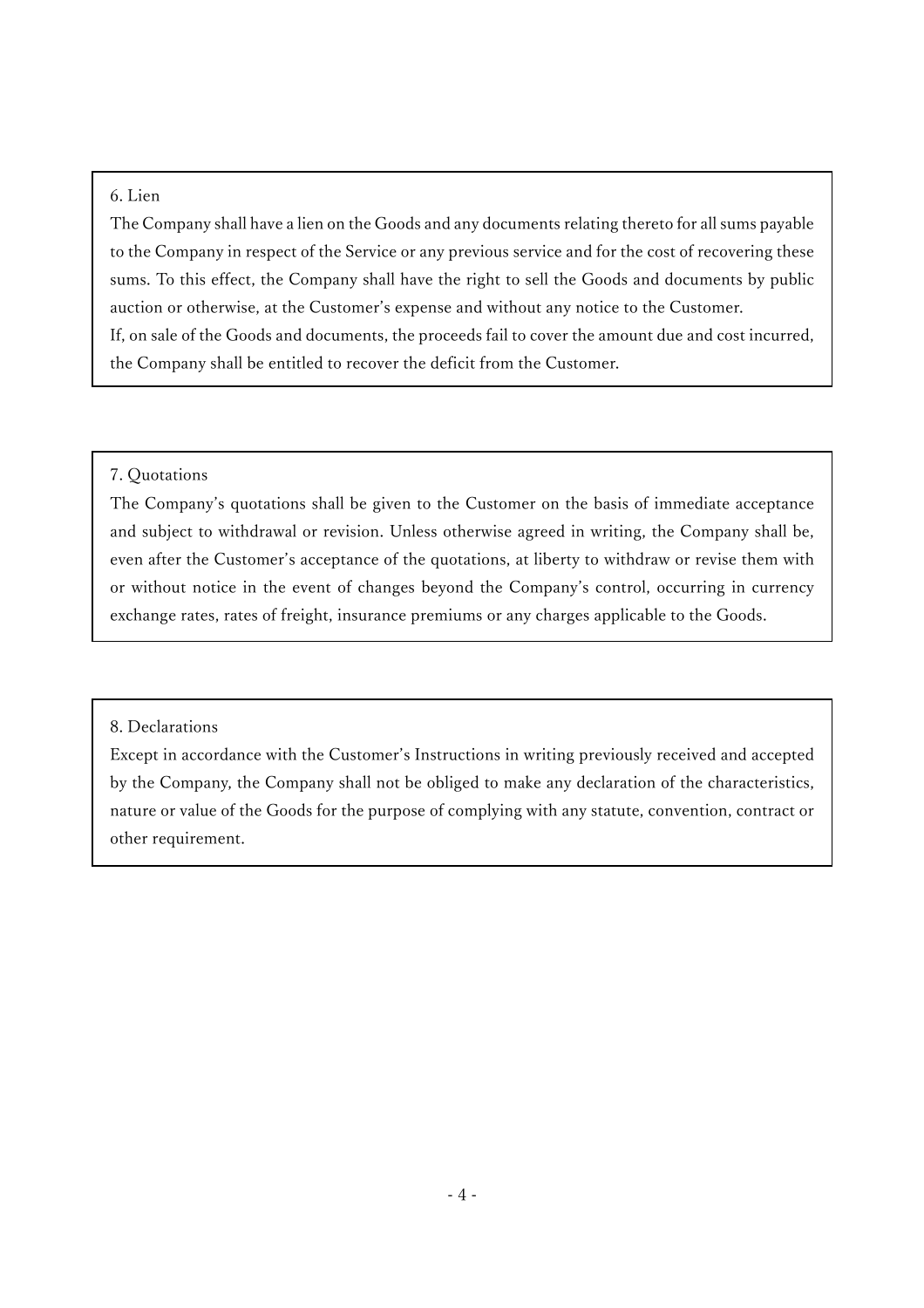## 6. Lien

The Company shall have a lien on the Goods and any documents relating thereto for all sums payable to the Company in respect of the Service or any previous service and for the cost of recovering these sums. To this effect, the Company shall have the right to sell the Goods and documents by public auction or otherwise, at the Customer's expense and without any notice to the Customer.
If, on sale of the Goods and documents, the proceeds fail to cover the amount due and cost incurred, the Company shall be entitled to recover the deficit from the Customer.

## 7. Quotations

The Company's quotations shall be given to the Customer on the basis of immediate acceptance and subject to withdrawal or revision. Unless otherwise agreed in writing, the Company shall be, even after the Customer's acceptance of the quotations, at liberty to withdraw or revise them with or without notice in the event of changes beyond the Company's control, occurring in currency exchange rates, rates of freight, insurance premiums or any charges applicable to the Goods.

## 8. Declarations

Except in accordance with the Customer's Instructions in writing previously received and accepted by the Company, the Company shall not be obliged to make any declaration of the characteristics, nature or value of the Goods for the purpose of complying with any statute, convention, contract or other requirement.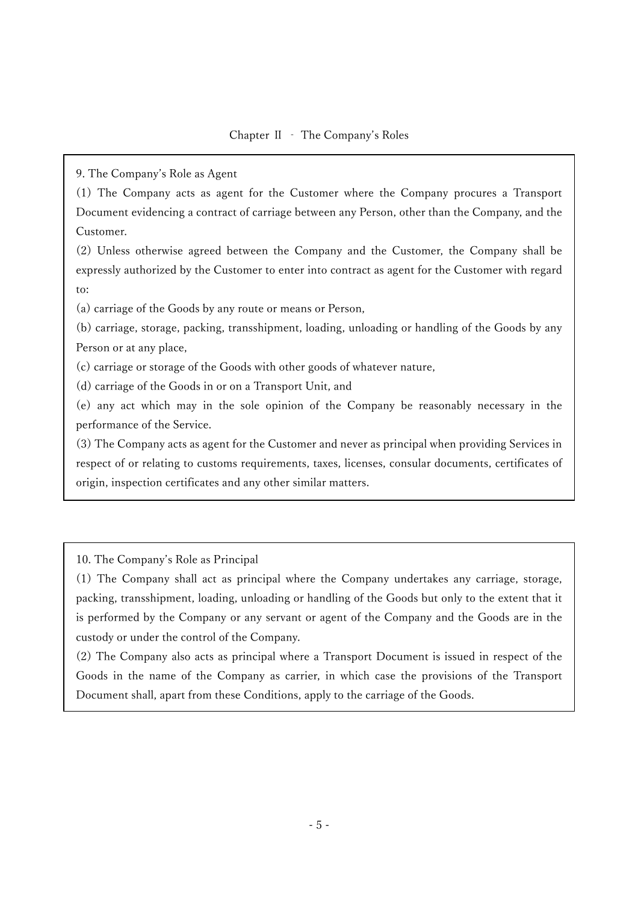## Chapter II - The Company's Roles

### 9. The Company's Role as Agent

(1) The Company acts as agent for the Customer where the Company procures a Transport Document evidencing a contract of carriage between any Person, other than the Company, and the Customer.

(2) Unless otherwise agreed between the Company and the Customer, the Company shall be expressly authorized by the Customer to enter into contract as agent for the Customer with regard to:

(a) carriage of the Goods by any route or means or Person,

(b) carriage, storage, packing, transshipment, loading, unloading or handling of the Goods by any Person or at any place,

(c) carriage or storage of the Goods with other goods of whatever nature,

(d) carriage of the Goods in or on a Transport Unit, and

(e) any act which may in the sole opinion of the Company be reasonably necessary in the performance of the Service.

(3) The Company acts as agent for the Customer and never as principal when providing Services in respect of or relating to customs requirements, taxes, licenses, consular documents, certificates of origin, inspection certificates and any other similar matters.

### 10. The Company's Role as Principal

(1) The Company shall act as principal where the Company undertakes any carriage, storage, packing, transshipment, loading, unloading or handling of the Goods but only to the extent that it is performed by the Company or any servant or agent of the Company and the Goods are in the custody or under the control of the Company.

(2) The Company also acts as principal where a Transport Document is issued in respect of the Goods in the name of the Company as carrier, in which case the provisions of the Transport Document shall, apart from these Conditions, apply to the carriage of the Goods.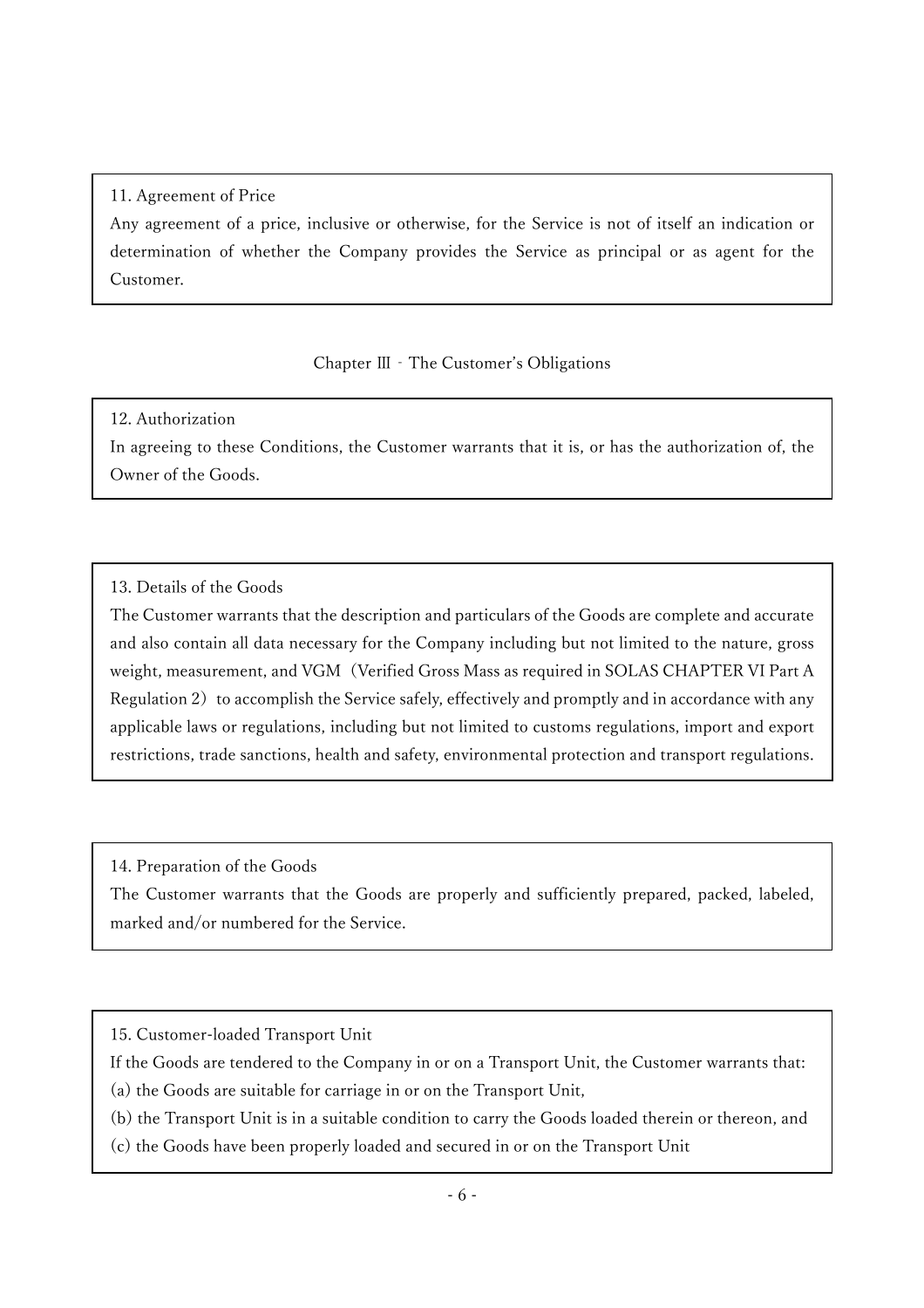### 11. Agreement of Price

Any agreement of a price, inclusive or otherwise, for the Service is not of itself an indication or determination of whether the Company provides the Service as principal or as agent for the Customer.

## Chapter Ⅲ - The Customer's Obligations

### 12. Authorization

In agreeing to these Conditions, the Customer warrants that it is, or has the authorization of, the Owner of the Goods.

### 13. Details of the Goods

The Customer warrants that the description and particulars of the Goods are complete and accurate and also contain all data necessary for the Company including but not limited to the nature, gross weight, measurement, and VGM（Verified Gross Mass as required in SOLAS CHAPTER VI Part A Regulation 2）to accomplish the Service safely, effectively and promptly and in accordance with any applicable laws or regulations, including but not limited to customs regulations, import and export restrictions, trade sanctions, health and safety, environmental protection and transport regulations.

### 14. Preparation of the Goods

The Customer warrants that the Goods are properly and sufficiently prepared, packed, labeled, marked and/or numbered for the Service.

### 15. Customer-loaded Transport Unit

If the Goods are tendered to the Company in or on a Transport Unit, the Customer warrants that:

(a) the Goods are suitable for carriage in or on the Transport Unit,

(b) the Transport Unit is in a suitable condition to carry the Goods loaded therein or thereon, and

(c) the Goods have been properly loaded and secured in or on the Transport Unit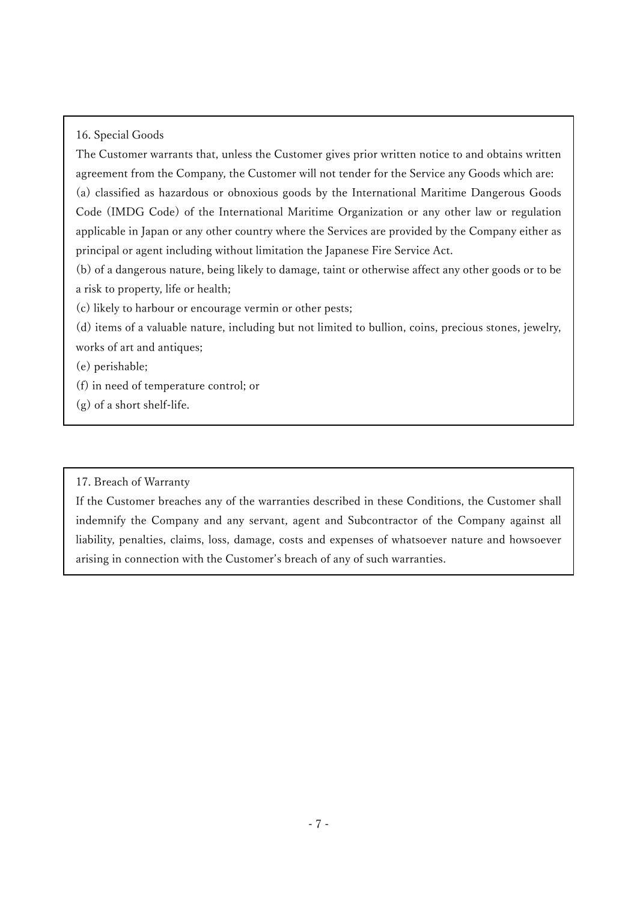## 16. Special Goods

The Customer warrants that, unless the Customer gives prior written notice to and obtains written agreement from the Company, the Customer will not tender for the Service any Goods which are:

(a) classified as hazardous or obnoxious goods by the International Maritime Dangerous Goods Code (IMDG Code) of the International Maritime Organization or any other law or regulation applicable in Japan or any other country where the Services are provided by the Company either as principal or agent including without limitation the Japanese Fire Service Act.

(b) of a dangerous nature, being likely to damage, taint or otherwise affect any other goods or to be a risk to property, life or health;

(c) likely to harbour or encourage vermin or other pests;

(d) items of a valuable nature, including but not limited to bullion, coins, precious stones, jewelry, works of art and antiques;

(e) perishable;

(f) in need of temperature control; or

(g) of a short shelf-life.

## 17. Breach of Warranty

If the Customer breaches any of the warranties described in these Conditions, the Customer shall indemnify the Company and any servant, agent and Subcontractor of the Company against all liability, penalties, claims, loss, damage, costs and expenses of whatsoever nature and howsoever arising in connection with the Customer's breach of any of such warranties.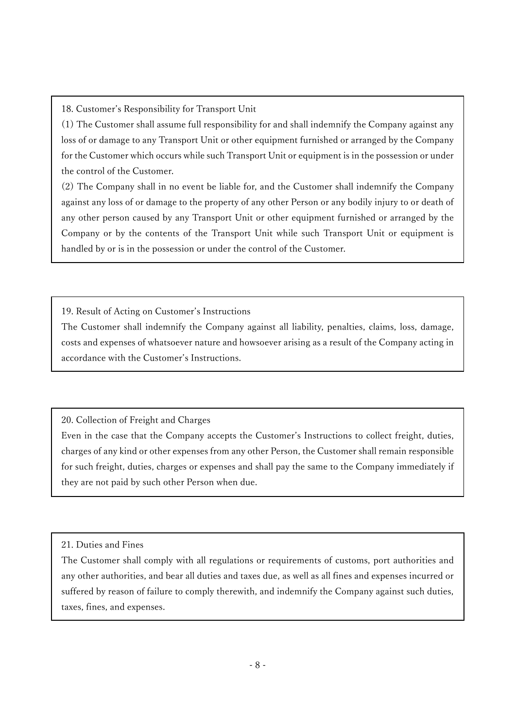## 18. Customer's Responsibility for Transport Unit

(1) The Customer shall assume full responsibility for and shall indemnify the Company against any loss of or damage to any Transport Unit or other equipment furnished or arranged by the Company for the Customer which occurs while such Transport Unit or equipment is in the possession or under the control of the Customer.

(2) The Company shall in no event be liable for, and the Customer shall indemnify the Company against any loss of or damage to the property of any other Person or any bodily injury to or death of any other person caused by any Transport Unit or other equipment furnished or arranged by the Company or by the contents of the Transport Unit while such Transport Unit or equipment is handled by or is in the possession or under the control of the Customer.

## 19. Result of Acting on Customer's Instructions

The Customer shall indemnify the Company against all liability, penalties, claims, loss, damage, costs and expenses of whatsoever nature and howsoever arising as a result of the Company acting in accordance with the Customer's Instructions.

## 20. Collection of Freight and Charges

Even in the case that the Company accepts the Customer's Instructions to collect freight, duties, charges of any kind or other expenses from any other Person, the Customer shall remain responsible for such freight, duties, charges or expenses and shall pay the same to the Company immediately if they are not paid by such other Person when due.

## 21. Duties and Fines

The Customer shall comply with all regulations or requirements of customs, port authorities and any other authorities, and bear all duties and taxes due, as well as all fines and expenses incurred or suffered by reason of failure to comply therewith, and indemnify the Company against such duties, taxes, fines, and expenses.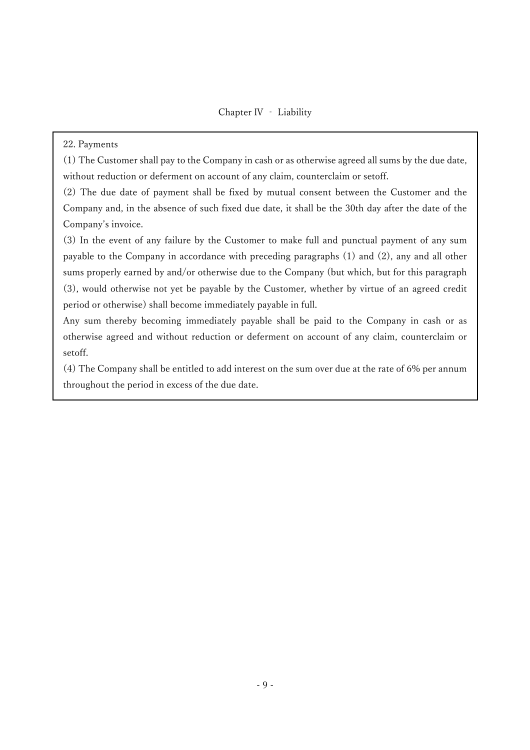## Chapter IV - Liability

### 22. Payments

(1) The Customer shall pay to the Company in cash or as otherwise agreed all sums by the due date, without reduction or deferment on account of any claim, counterclaim or setoff.

(2) The due date of payment shall be fixed by mutual consent between the Customer and the Company and, in the absence of such fixed due date, it shall be the 30th day after the date of the Company's invoice.

(3) In the event of any failure by the Customer to make full and punctual payment of any sum payable to the Company in accordance with preceding paragraphs (1) and (2), any and all other sums properly earned by and/or otherwise due to the Company (but which, but for this paragraph (3), would otherwise not yet be payable by the Customer, whether by virtue of an agreed credit period or otherwise) shall become immediately payable in full.

Any sum thereby becoming immediately payable shall be paid to the Company in cash or as otherwise agreed and without reduction or deferment on account of any claim, counterclaim or setoff.

(4) The Company shall be entitled to add interest on the sum over due at the rate of 6% per annum throughout the period in excess of the due date.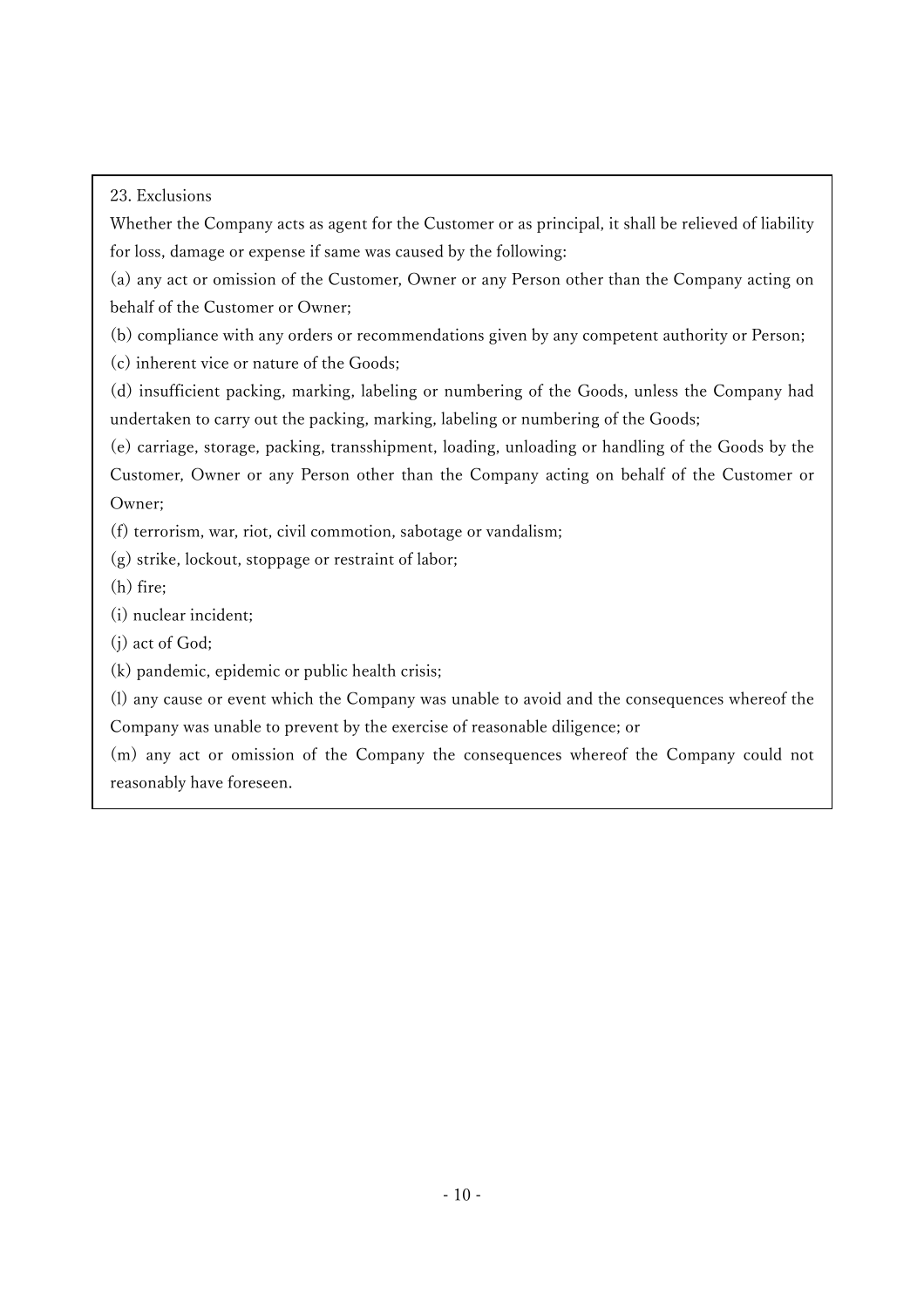## 23. Exclusions

Whether the Company acts as agent for the Customer or as principal, it shall be relieved of liability for loss, damage or expense if same was caused by the following:

(a) any act or omission of the Customer, Owner or any Person other than the Company acting on behalf of the Customer or Owner;

(b) compliance with any orders or recommendations given by any competent authority or Person;

(c) inherent vice or nature of the Goods;

(d) insufficient packing, marking, labeling or numbering of the Goods, unless the Company had undertaken to carry out the packing, marking, labeling or numbering of the Goods;

(e) carriage, storage, packing, transshipment, loading, unloading or handling of the Goods by the Customer, Owner or any Person other than the Company acting on behalf of the Customer or Owner;

(f) terrorism, war, riot, civil commotion, sabotage or vandalism;

(g) strike, lockout, stoppage or restraint of labor;

(h) fire;

(i) nuclear incident;

(j) act of God;

(k) pandemic, epidemic or public health crisis;

(l) any cause or event which the Company was unable to avoid and the consequences whereof the Company was unable to prevent by the exercise of reasonable diligence; or

(m) any act or omission of the Company the consequences whereof the Company could not reasonably have foreseen.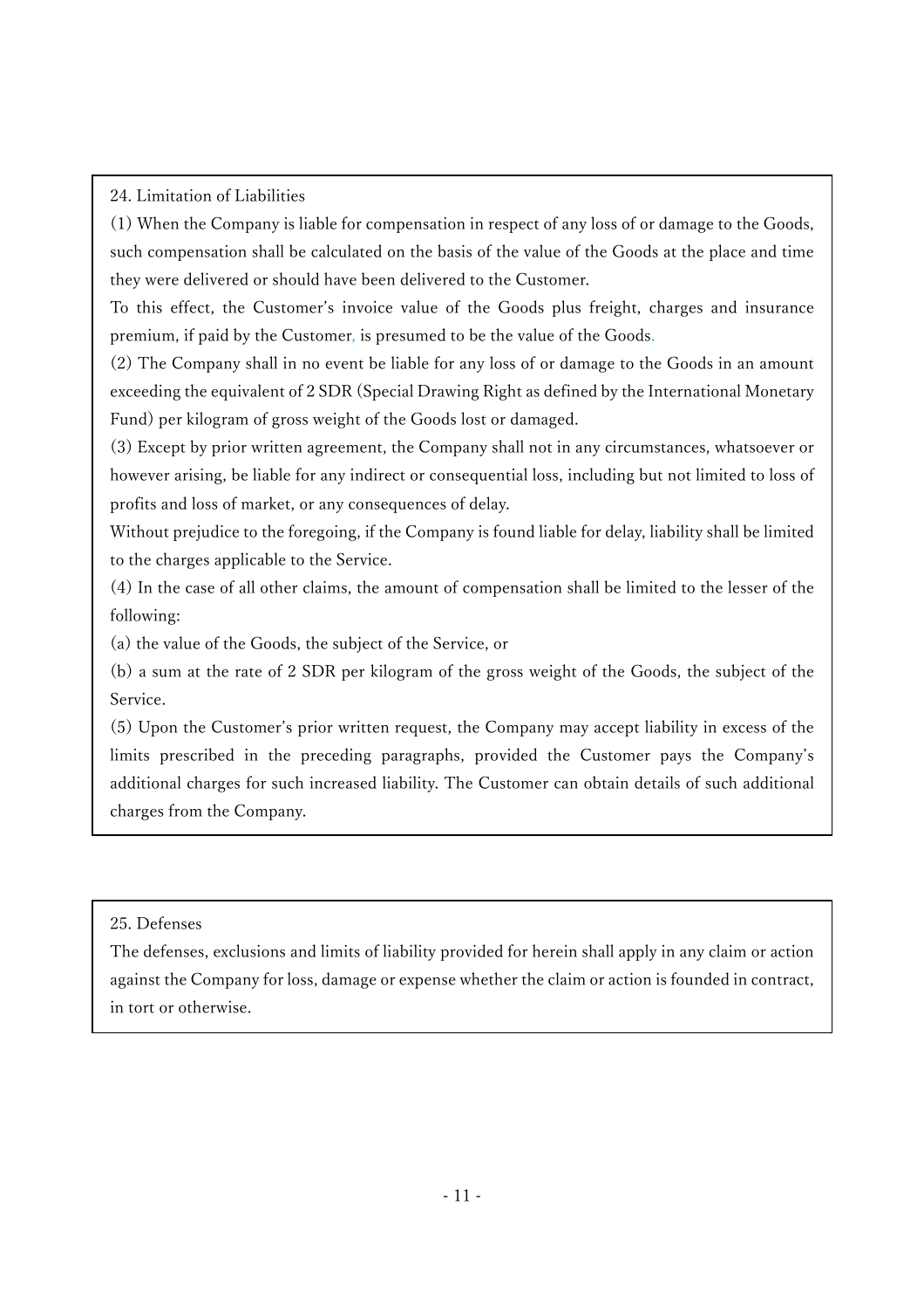## 24. Limitation of Liabilities

(1) When the Company is liable for compensation in respect of any loss of or damage to the Goods, such compensation shall be calculated on the basis of the value of the Goods at the place and time they were delivered or should have been delivered to the Customer.

To this effect, the Customer's invoice value of the Goods plus freight, charges and insurance premium, if paid by the Customer, is presumed to be the value of the Goods.

(2) The Company shall in no event be liable for any loss of or damage to the Goods in an amount exceeding the equivalent of 2 SDR (Special Drawing Right as defined by the International Monetary Fund) per kilogram of gross weight of the Goods lost or damaged.

(3) Except by prior written agreement, the Company shall not in any circumstances, whatsoever or however arising, be liable for any indirect or consequential loss, including but not limited to loss of profits and loss of market, or any consequences of delay.

Without prejudice to the foregoing, if the Company is found liable for delay, liability shall be limited to the charges applicable to the Service.

(4) In the case of all other claims, the amount of compensation shall be limited to the lesser of the following:

(a) the value of the Goods, the subject of the Service, or

(b) a sum at the rate of 2 SDR per kilogram of the gross weight of the Goods, the subject of the Service.

(5) Upon the Customer's prior written request, the Company may accept liability in excess of the limits prescribed in the preceding paragraphs, provided the Customer pays the Company's additional charges for such increased liability. The Customer can obtain details of such additional charges from the Company.

## 25. Defenses

The defenses, exclusions and limits of liability provided for herein shall apply in any claim or action against the Company for loss, damage or expense whether the claim or action is founded in contract, in tort or otherwise.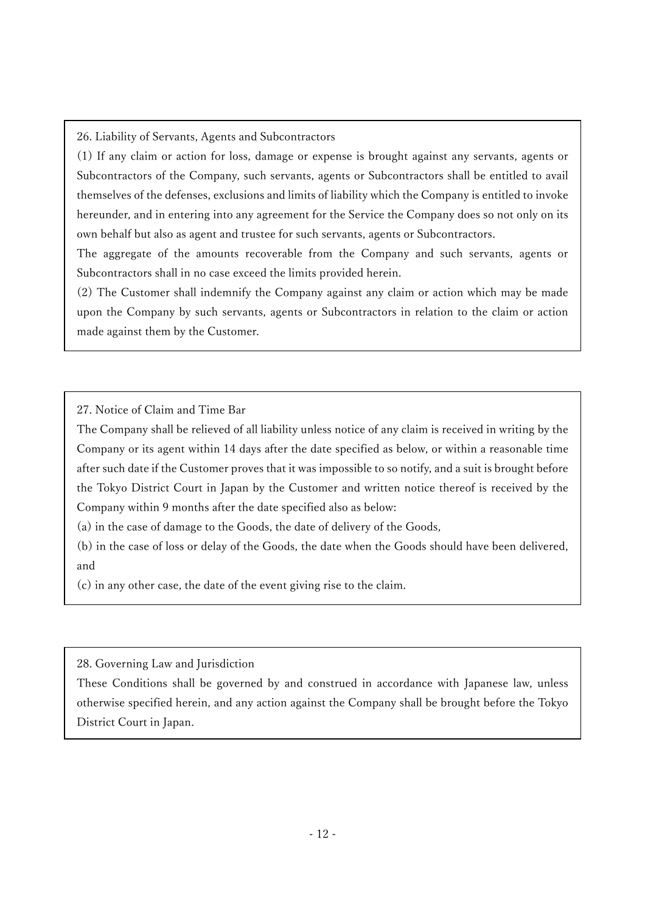## 26. Liability of Servants, Agents and Subcontractors

(1) If any claim or action for loss, damage or expense is brought against any servants, agents or Subcontractors of the Company, such servants, agents or Subcontractors shall be entitled to avail themselves of the defenses, exclusions and limits of liability which the Company is entitled to invoke hereunder, and in entering into any agreement for the Service the Company does so not only on its own behalf but also as agent and trustee for such servants, agents or Subcontractors.

The aggregate of the amounts recoverable from the Company and such servants, agents or Subcontractors shall in no case exceed the limits provided herein.

(2) The Customer shall indemnify the Company against any claim or action which may be made upon the Company by such servants, agents or Subcontractors in relation to the claim or action made against them by the Customer.

## 27. Notice of Claim and Time Bar

The Company shall be relieved of all liability unless notice of any claim is received in writing by the Company or its agent within 14 days after the date specified as below, or within a reasonable time after such date if the Customer proves that it was impossible to so notify, and a suit is brought before the Tokyo District Court in Japan by the Customer and written notice thereof is received by the Company within 9 months after the date specified also as below:

(a) in the case of damage to the Goods, the date of delivery of the Goods,

(b) in the case of loss or delay of the Goods, the date when the Goods should have been delivered, and

(c) in any other case, the date of the event giving rise to the claim.

## 28. Governing Law and Jurisdiction

These Conditions shall be governed by and construed in accordance with Japanese law, unless otherwise specified herein, and any action against the Company shall be brought before the Tokyo District Court in Japan.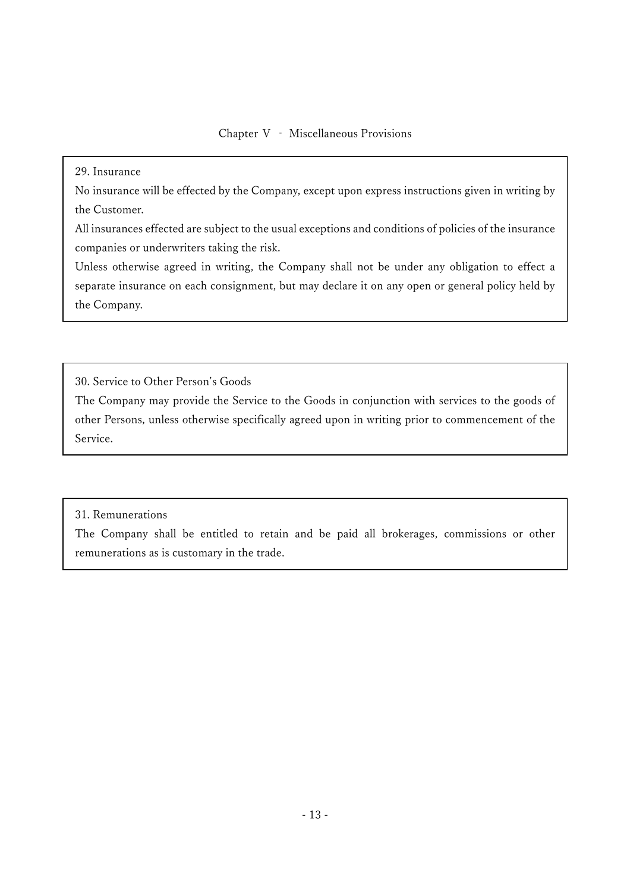## Chapter V - Miscellaneous Provisions

### 29. Insurance

No insurance will be effected by the Company, except upon express instructions given in writing by the Customer.

All insurances effected are subject to the usual exceptions and conditions of policies of the insurance companies or underwriters taking the risk.

Unless otherwise agreed in writing, the Company shall not be under any obligation to effect a separate insurance on each consignment, but may declare it on any open or general policy held by the Company.

### 30. Service to Other Person's Goods

The Company may provide the Service to the Goods in conjunction with services to the goods of other Persons, unless otherwise specifically agreed upon in writing prior to commencement of the Service.

### 31. Remunerations

The Company shall be entitled to retain and be paid all brokerages, commissions or other remunerations as is customary in the trade.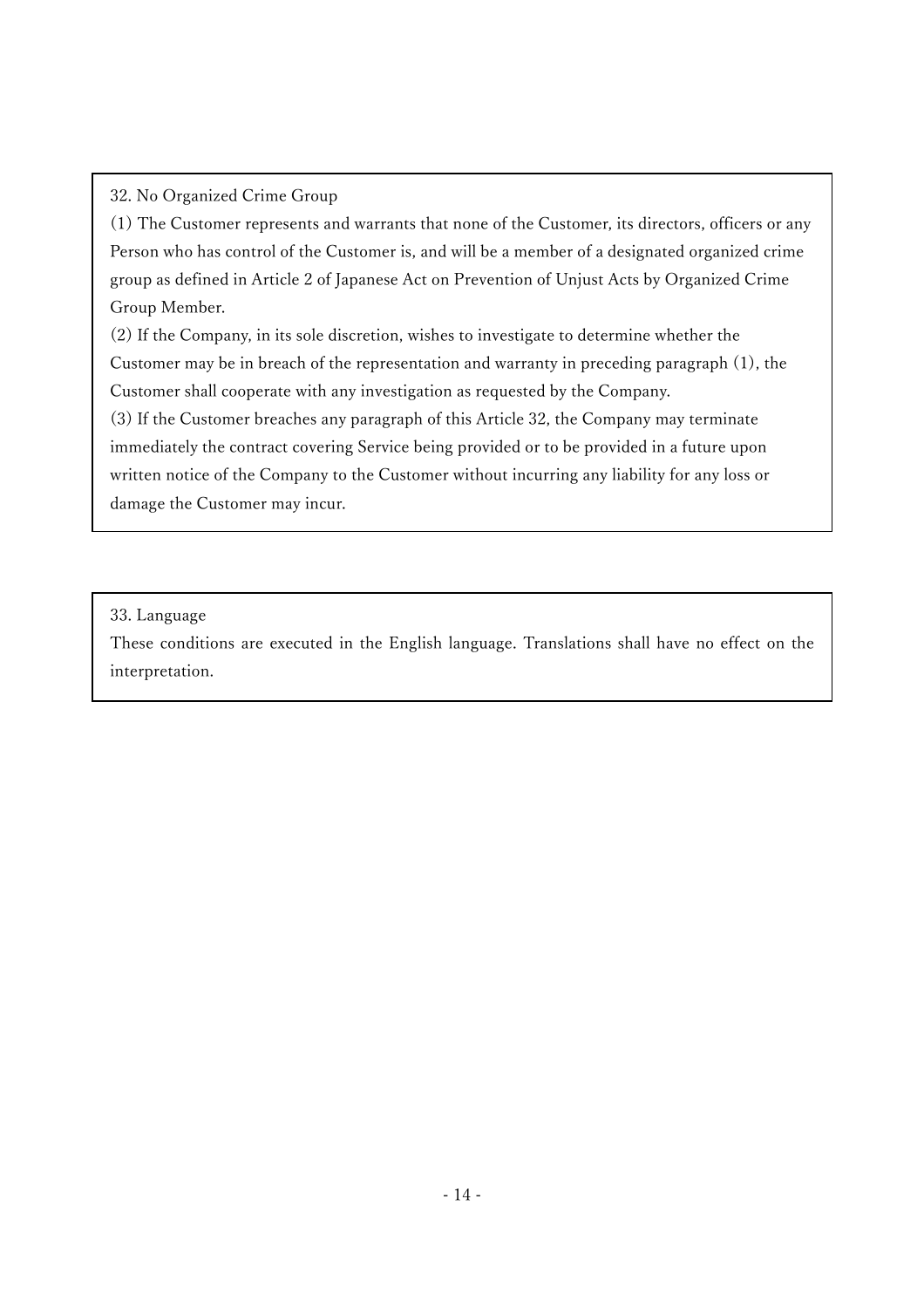32. No Organized Crime Group

(1) The Customer represents and warrants that none of the Customer, its directors, officers or any Person who has control of the Customer is, and will be a member of a designated organized crime group as defined in Article 2 of Japanese Act on Prevention of Unjust Acts by Organized Crime Group Member.

(2) If the Company, in its sole discretion, wishes to investigate to determine whether the Customer may be in breach of the representation and warranty in preceding paragraph (1), the Customer shall cooperate with any investigation as requested by the Company.

(3) If the Customer breaches any paragraph of this Article 32, the Company may terminate immediately the contract covering Service being provided or to be provided in a future upon written notice of the Company to the Customer without incurring any liability for any loss or damage the Customer may incur.

33. Language

These conditions are executed in the English language. Translations shall have no effect on the interpretation.